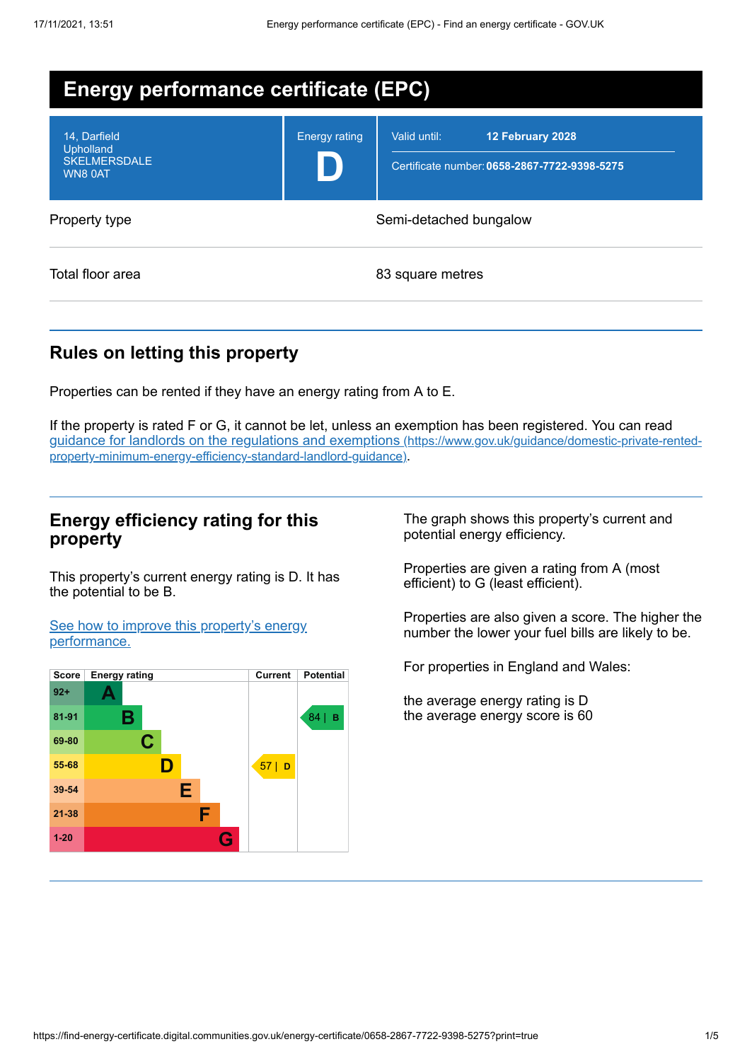# Energy performance certificate (EPC)

| | |
|---|---|
| 14, Darfield<br>Upholland<br>SKELMERSDALE<br>WN8 0AT | Energy rating **D** |
| Valid until: | **12 February 2028** |
| Certificate number: | **0658-2867-7722-9398-5275** |

| | |
|---|---|
| Property type | Semi-detached bungalow |
| Total floor area | 83 square metres |

## Rules on letting this property

Properties can be rented if they have an energy rating from A to E.

If the property is rated F or G, it cannot be let, unless an exemption has been registered. You can read guidance for landlords on the regulations and exemptions (https://www.gov.uk/guidance/domestic-private-rented-property-minimum-energy-efficiency-standard-landlord-guidance).

## Energy efficiency rating for this property

This property's current energy rating is D. It has the potential to be B.

See how to improve this property's energy performance.

| Score | Energy rating | Current | Potential |
|---|---|---|---|
| 92+ | A | | |
| 81-91 | B | | 84 \| B |
| 69-80 | C | | |
| 55-68 | D | 57 \| D | |
| 39-54 | E | | |
| 21-38 | F | | |
| 1-20 | G | | |

The graph shows this property's current and potential energy efficiency.

Properties are given a rating from A (most efficient) to G (least efficient).

Properties are also given a score. The higher the number the lower your fuel bills are likely to be.

For properties in England and Wales:

the average energy rating is D
the average energy score is 60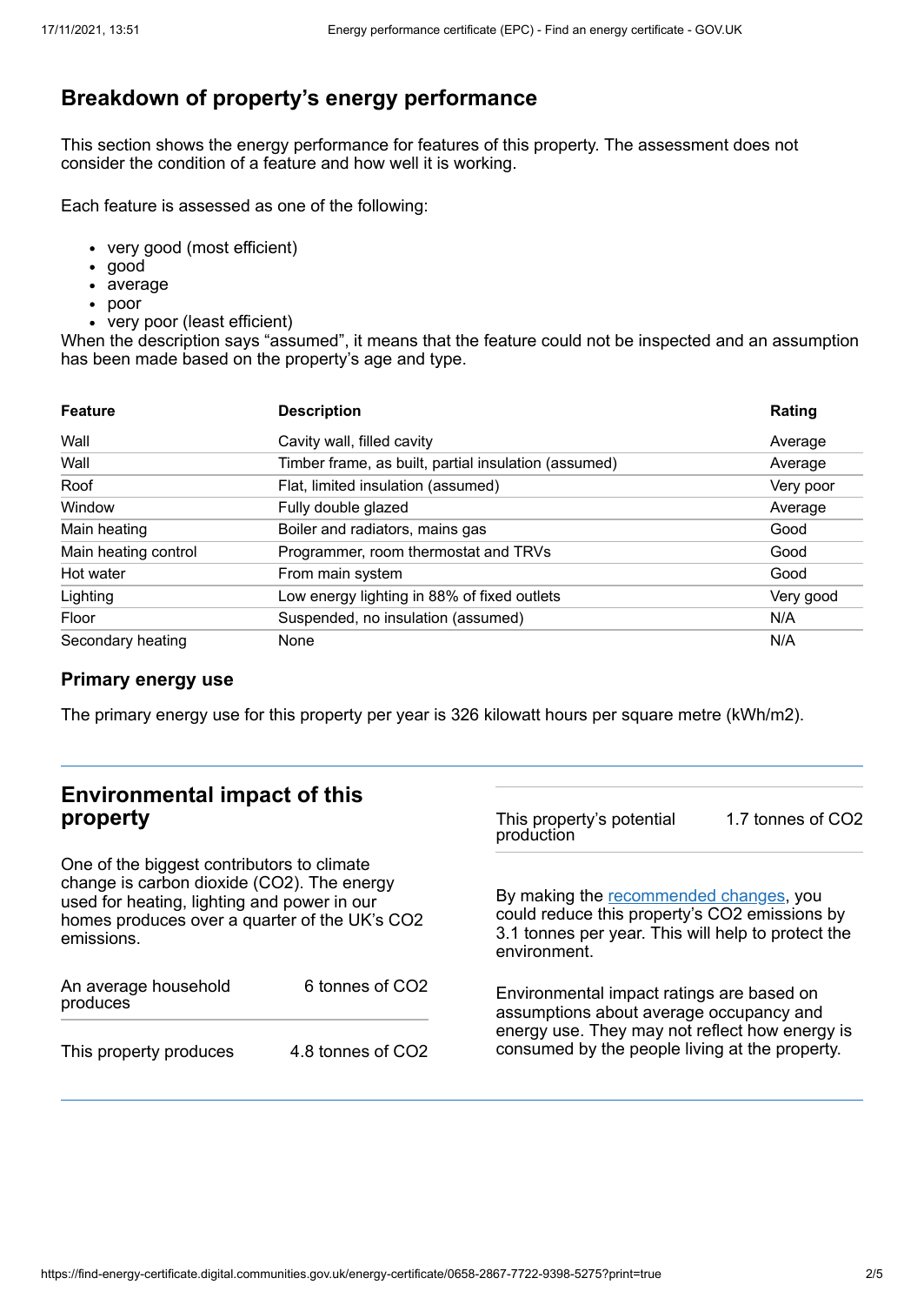## Breakdown of property's energy performance

This section shows the energy performance for features of this property. The assessment does not consider the condition of a feature and how well it is working.

Each feature is assessed as one of the following:

- very good (most efficient)
- good
- average
- poor
- very poor (least efficient)

When the description says "assumed", it means that the feature could not be inspected and an assumption has been made based on the property's age and type.

| Feature | Description | Rating |
|---|---|---|
| Wall | Cavity wall, filled cavity | Average |
| Wall | Timber frame, as built, partial insulation (assumed) | Average |
| Roof | Flat, limited insulation (assumed) | Very poor |
| Window | Fully double glazed | Average |
| Main heating | Boiler and radiators, mains gas | Good |
| Main heating control | Programmer, room thermostat and TRVs | Good |
| Hot water | From main system | Good |
| Lighting | Low energy lighting in 88% of fixed outlets | Very good |
| Floor | Suspended, no insulation (assumed) | N/A |
| Secondary heating | None | N/A |

### Primary energy use

The primary energy use for this property per year is 326 kilowatt hours per square metre (kWh/m2).

## Environmental impact of this property

One of the biggest contributors to climate change is carbon dioxide ($CO_2$). The energy used for heating, lighting and power in our homes produces over a quarter of the UK's $CO_2$ emissions.

| | |
|---|---|
| An average household produces | 6 tonnes of $CO_2$ |
| This property produces | 4.8 tonnes of $CO_2$ |
| This property's potential production | 1.7 tonnes of $CO_2$ |

By making the recommended changes, you could reduce this property's $CO_2$ emissions by 3.1 tonnes per year. This will help to protect the environment.

Environmental impact ratings are based on assumptions about average occupancy and energy use. They may not reflect how energy is consumed by the people living at the property.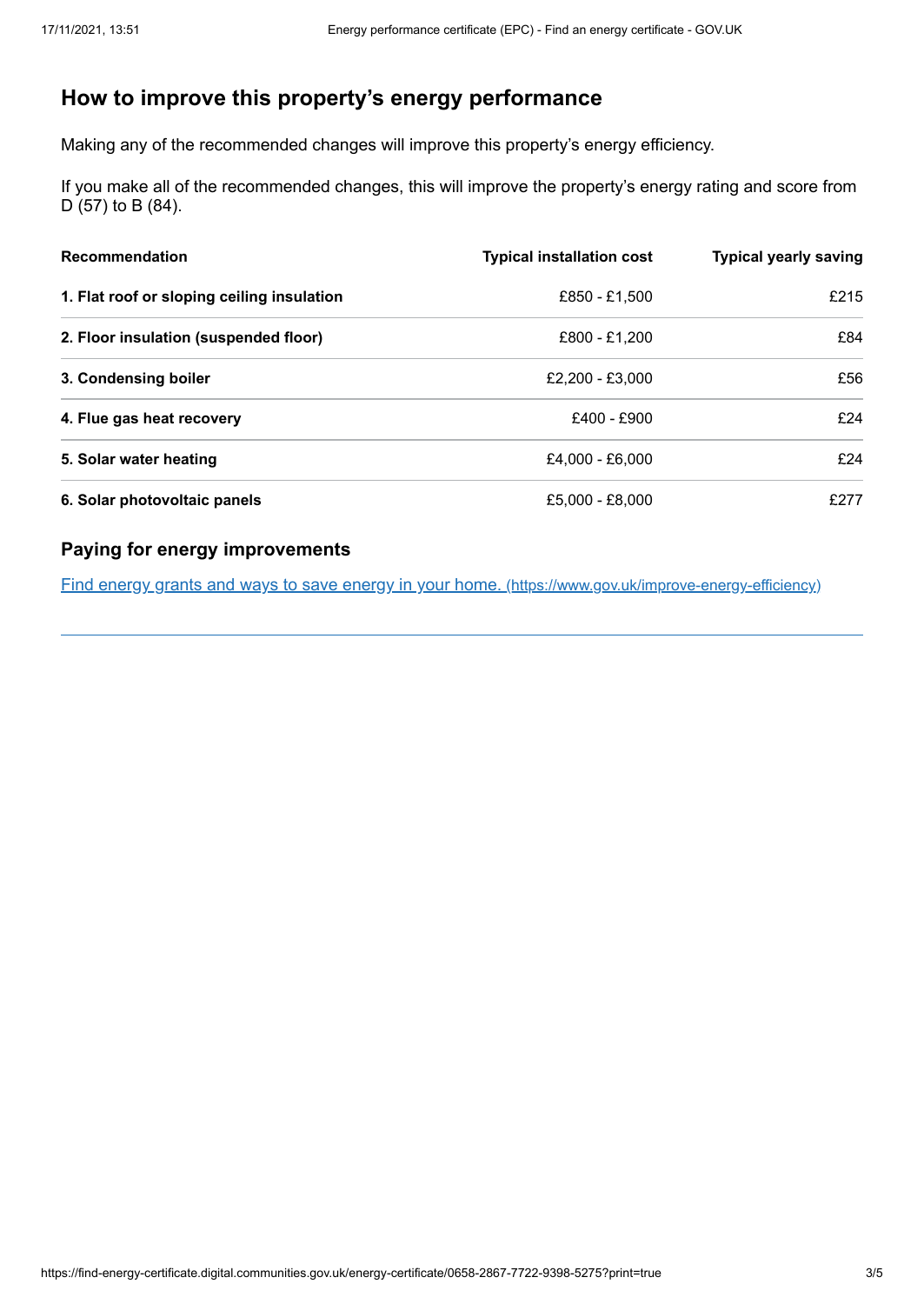## How to improve this property's energy performance

Making any of the recommended changes will improve this property's energy efficiency.

If you make all of the recommended changes, this will improve the property's energy rating and score from D (57) to B (84).

| Recommendation | Typical installation cost | Typical yearly saving |
|---|---|---|
| 1. Flat roof or sloping ceiling insulation | £850 - £1,500 | £215 |
| 2. Floor insulation (suspended floor) | £800 - £1,200 | £84 |
| 3. Condensing boiler | £2,200 - £3,000 | £56 |
| 4. Flue gas heat recovery | £400 - £900 | £24 |
| 5. Solar water heating | £4,000 - £6,000 | £24 |
| 6. Solar photovoltaic panels | £5,000 - £8,000 | £277 |

### Paying for energy improvements

[Find energy grants and ways to save energy in your home. (https://www.gov.uk/improve-energy-efficiency)](https://www.gov.uk/improve-energy-efficiency)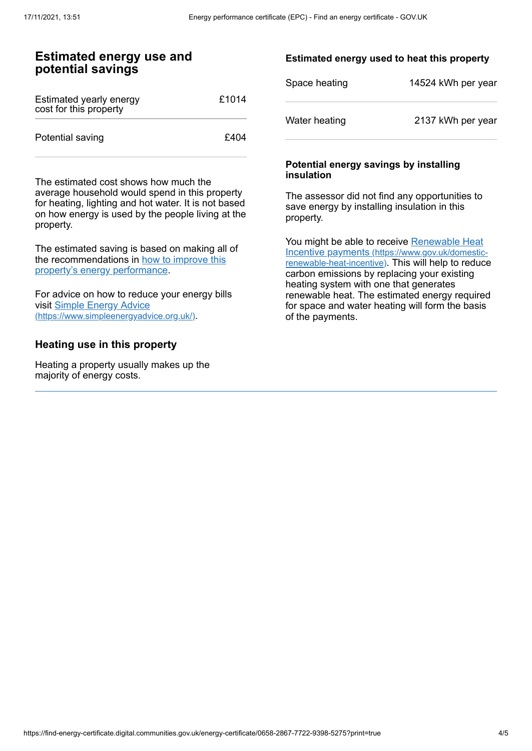## Estimated energy use and potential savings

| Estimated yearly energy cost for this property | £1014 |
| --- | --- |
| Potential saving | £404 |

The estimated cost shows how much the average household would spend in this property for heating, lighting and hot water. It is not based on how energy is used by the people living at the property.

The estimated saving is based on making all of the recommendations in [how to improve this property's energy performance](#).

For advice on how to reduce your energy bills visit [Simple Energy Advice (https://www.simpleenergyadvice.org.uk/)](https://www.simpleenergyadvice.org.uk/).

### Heating use in this property

Heating a property usually makes up the majority of energy costs.

#### Estimated energy used to heat this property

| Space heating | 14524 kWh per year |
| --- | --- |
| Water heating | 2137 kWh per year |

#### Potential energy savings by installing insulation

The assessor did not find any opportunities to save energy by installing insulation in this property.

You might be able to receive [Renewable Heat Incentive payments (https://www.gov.uk/domestic-renewable-heat-incentive)](https://www.gov.uk/domestic-renewable-heat-incentive). This will help to reduce carbon emissions by replacing your existing heating system with one that generates renewable heat. The estimated energy required for space and water heating will form the basis of the payments.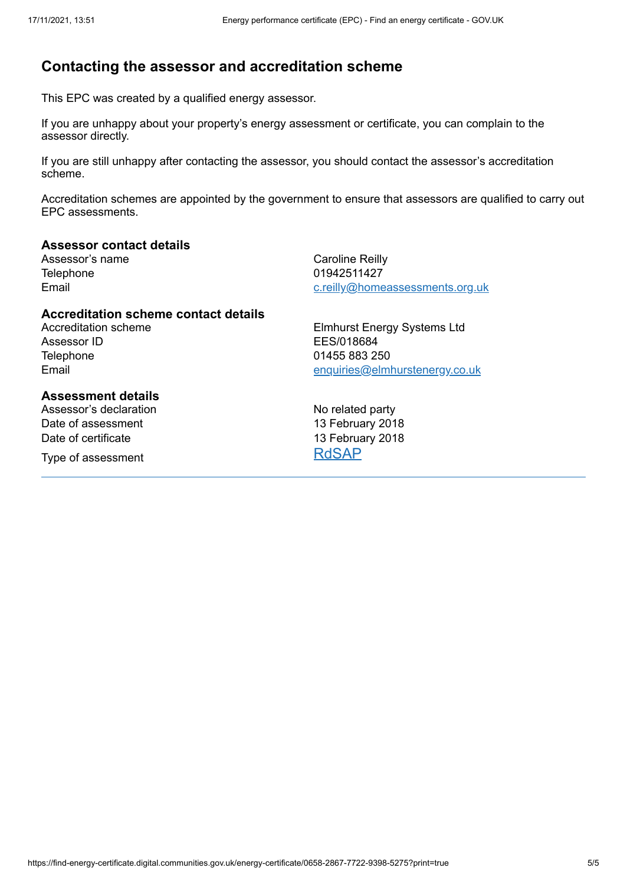## Contacting the assessor and accreditation scheme

This EPC was created by a qualified energy assessor.

If you are unhappy about your property's energy assessment or certificate, you can complain to the assessor directly.

If you are still unhappy after contacting the assessor, you should contact the assessor's accreditation scheme.

Accreditation schemes are appointed by the government to ensure that assessors are qualified to carry out EPC assessments.

### Assessor contact details

| | |
|---|---|
| Assessor's name | Caroline Reilly |
| Telephone | 01942511427 |
| Email | c.reilly@homeassessments.org.uk |

### Accreditation scheme contact details

| | |
|---|---|
| Accreditation scheme | Elmhurst Energy Systems Ltd |
| Assessor ID | EES/018684 |
| Telephone | 01455 883 250 |
| Email | enquiries@elmhurstenergy.co.uk |

### Assessment details

| | |
|---|---|
| Assessor's declaration | No related party |
| Date of assessment | 13 February 2018 |
| Date of certificate | 13 February 2018 |
| Type of assessment | RdSAP |